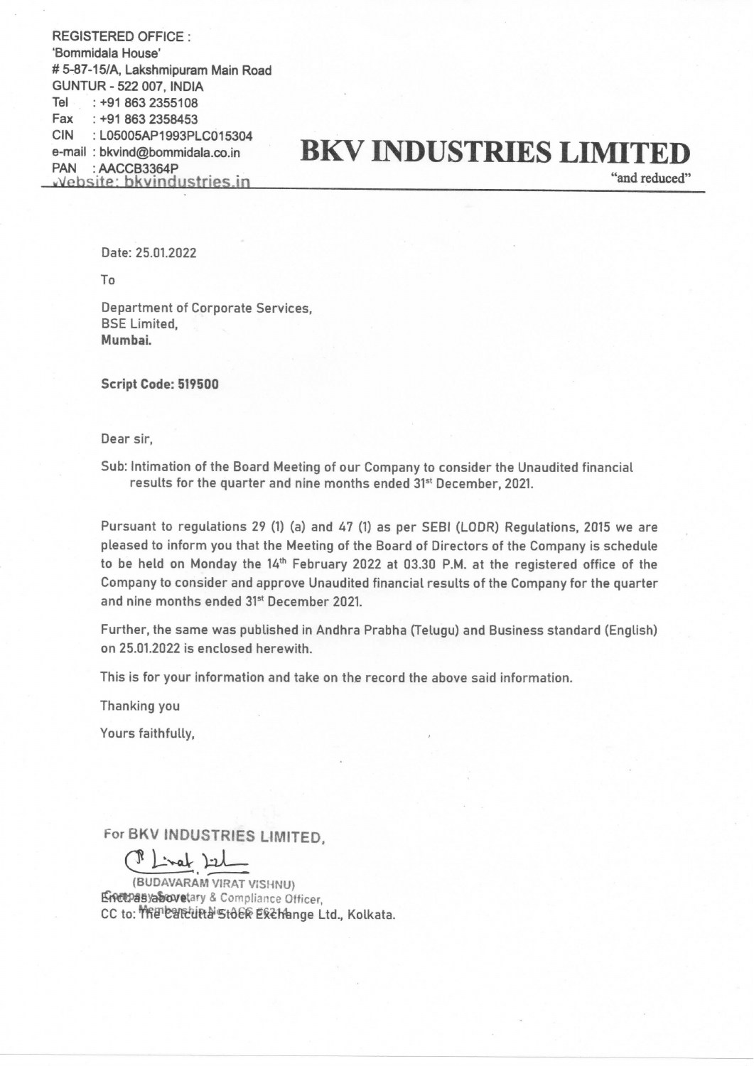REGISTERED OFFICE :
'Bommidala House'
# 5-87-15/A, Lakshmipuram Main Road
GUNTUR - 522 007, INDIA
Tel : +91 863 2355108
Fax : +91 863 2358453
CIN : L05005AP1993PLC015304
e-mail : bkvind@bommidala.co.in
PAN : AACCB3364P
Website: bkvindustries.in

# BKV INDUSTRIES LIMITED

"and reduced"

Date: 25.01.2022

To

Department of Corporate Services,
BSE Limited,
**Mumbai.**

**Script Code: 519500**

Dear sir,

Sub: Intimation of the Board Meeting of our Company to consider the Unaudited financial results for the quarter and nine months ended 31st December, 2021.

Pursuant to regulations 29 (1) (a) and 47 (1) as per SEBI (LODR) Regulations, 2015 we are pleased to inform you that the Meeting of the Board of Directors of the Company is schedule to be held on Monday the 14th February 2022 at 03.30 P.M. at the registered office of the Company to consider and approve Unaudited financial results of the Company for the quarter and nine months ended 31st December 2021.

Further, the same was published in Andhra Prabha (Telugu) and Business standard (English) on 25.01.2022 is enclosed herewith.

This is for your information and take on the record the above said information.

Thanking you

Yours faithfully,

For BKV INDUSTRIES LIMITED,

(BUDAVARAM VIRAT VISHNU)
Company Secretary & Compliance Officer,
Membership No: ACS 62314

Encl: as above

CC to: The Calcutta Stock Exchange Ltd., Kolkata.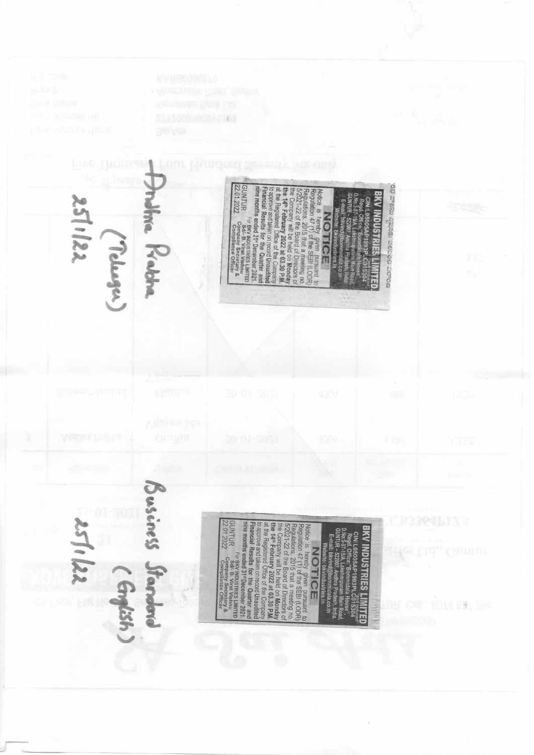# BKV INDUSTRIES LIMITED

CIN: L05005AP1993PLC015304

Regd. Office: "Bommidala House", D.No.5-87-15/A, Lakshmipuram Main Road, GUNTUR - 522007, Andhra Pradesh, India.

E-mail: bkvind@bommidala.co.in

Website: bkvindustries.in

## NOTICE

Notice is hereby given pursuant to Regulation 47 (1) of the SEBI (LODR) Regulations, 2015 that a meeting no. 5/2021-22 of the Board of Directors of the Company will be held on **Monday the 14th February 2022 at 03.30 P.M.** at the Registered Office of the Company to approve and taken on record **Unaudited Financial Results for the Quarter and nine months ended 31st December 2021.**

GUNTUR
22.01.2022

For BKV INDUSTRIES LIMITED
Sd/- B. Virat Vishnu
Company Secretary & Compliance Officer

Andhra Prabha
(Telugu)
25/1/22

# BKV INDUSTRIES LIMITED

CIN: L05005AP1993PLC015304

Regd. Office: "Bommidala House", D.No.5-87-15/A, Lakshmipuram Main Road, GUNTUR - 522007, Andhra Pradesh, India.

E-mail: bkvind@bommidala.co.in

Website: bkvindustries.in

## NOTICE

Notice is hereby given pursuant to Regulation 47 (1) of the SEBI (LODR) Regulations, 2015 that a meeting no. 5/2021-22 of the Board of Directors of the Company will be held on **Monday the 14th February 2022 at 03.30 P.M.** at the Registered Office of the Company to approve and taken on record **Unaudited Financial Results for the Quarter and nine months ended 31st December 2021.**

GUNTUR
22.01.2022

For BKV INDUSTRIES LIMITED
Sd/- B. Virat Vishnu
Company Secretary & Compliance Officer

Business Standard
(English)
25/1/22